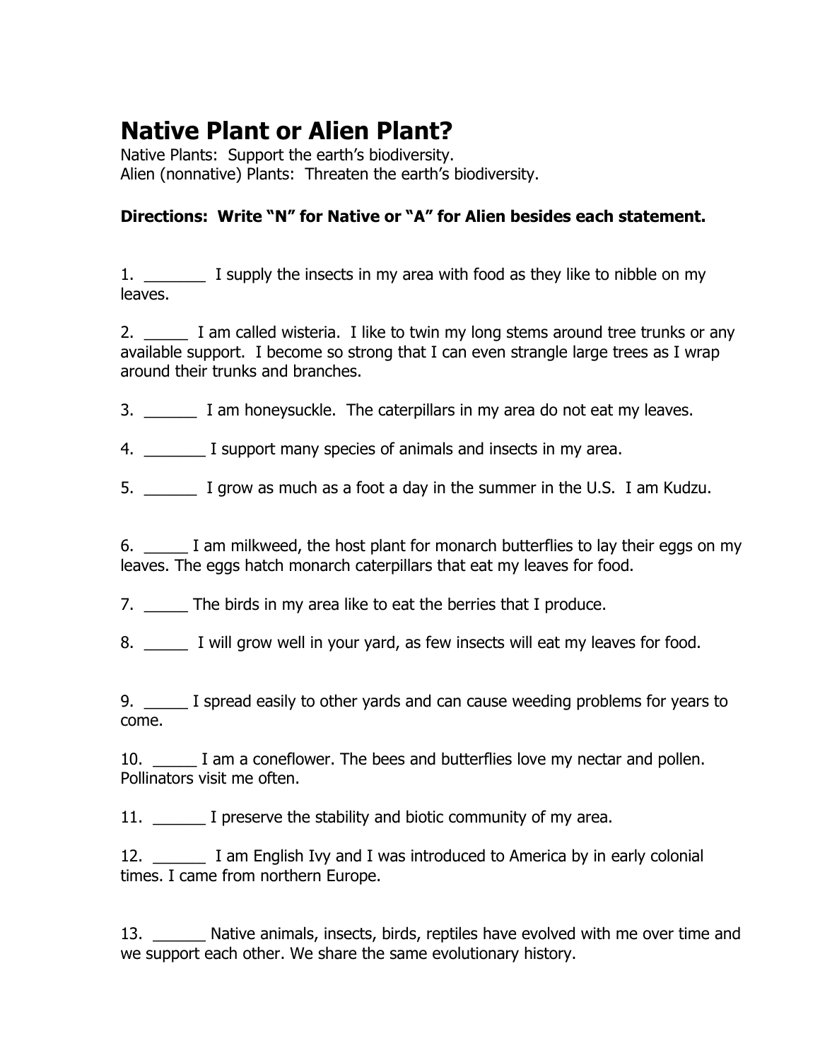# Native Plant or Alien Plant?

Native Plants:  Support the earth's biodiversity.
Alien (nonnative) Plants:  Threaten the earth's biodiversity.

**Directions:  Write "N" for Native or "A" for Alien besides each statement.**

1. _______ I supply the insects in my area with food as they like to nibble on my leaves.

2. _____ I am called wisteria.  I like to twin my long stems around tree trunks or any available support.  I become so strong that I can even strangle large trees as I wrap around their trunks and branches.

3. ______ I am honeysuckle.  The caterpillars in my area do not eat my leaves.

4. _______ I support many species of animals and insects in my area.

5. ______ I grow as much as a foot a day in the summer in the U.S.  I am Kudzu.

6. _____ I am milkweed, the host plant for monarch butterflies to lay their eggs on my leaves. The eggs hatch monarch caterpillars that eat my leaves for food.

7. _____ The birds in my area like to eat the berries that I produce.

8. _____ I will grow well in your yard, as few insects will eat my leaves for food.

9. _____ I spread easily to other yards and can cause weeding problems for years to come.

10. _____ I am a coneflower. The bees and butterflies love my nectar and pollen. Pollinators visit me often.

11. ______ I preserve the stability and biotic community of my area.

12. ______ I am English Ivy and I was introduced to America by in early colonial times. I came from northern Europe.

13. ______ Native animals, insects, birds, reptiles have evolved with me over time and we support each other. We share the same evolutionary history.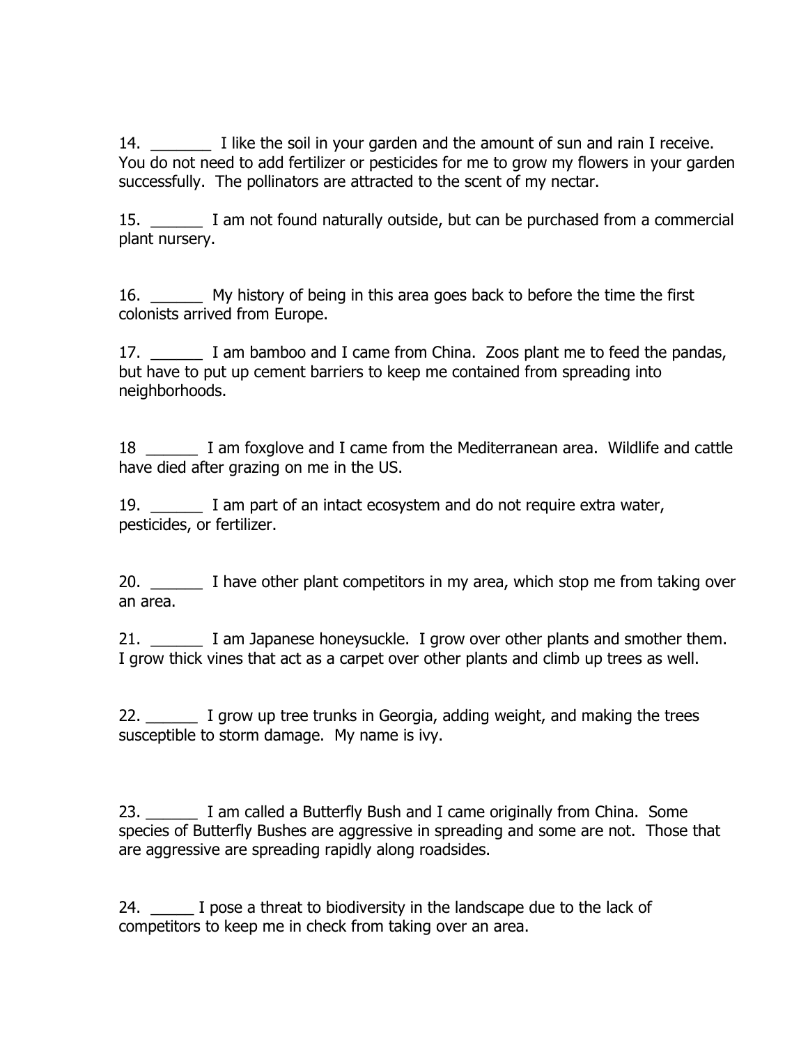14. _______ I like the soil in your garden and the amount of sun and rain I receive. You do not need to add fertilizer or pesticides for me to grow my flowers in your garden successfully. The pollinators are attracted to the scent of my nectar.

15. ______ I am not found naturally outside, but can be purchased from a commercial plant nursery.

16. ______ My history of being in this area goes back to before the time the first colonists arrived from Europe.

17. ______ I am bamboo and I came from China. Zoos plant me to feed the pandas, but have to put up cement barriers to keep me contained from spreading into neighborhoods.

18 ______ I am foxglove and I came from the Mediterranean area. Wildlife and cattle have died after grazing on me in the US.

19. ______ I am part of an intact ecosystem and do not require extra water, pesticides, or fertilizer.

20. ______ I have other plant competitors in my area, which stop me from taking over an area.

21. ______ I am Japanese honeysuckle. I grow over other plants and smother them. I grow thick vines that act as a carpet over other plants and climb up trees as well.

22. ______ I grow up tree trunks in Georgia, adding weight, and making the trees susceptible to storm damage. My name is ivy.

23. ______ I am called a Butterfly Bush and I came originally from China. Some species of Butterfly Bushes are aggressive in spreading and some are not. Those that are aggressive are spreading rapidly along roadsides.

24. _____ I pose a threat to biodiversity in the landscape due to the lack of competitors to keep me in check from taking over an area.